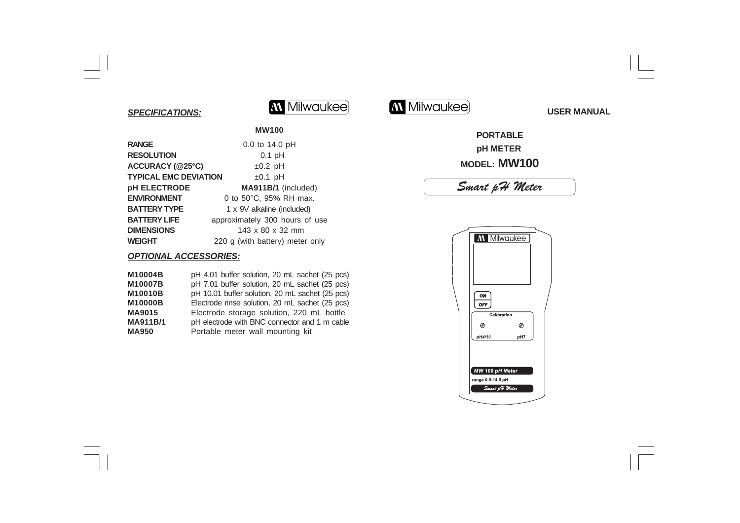## *SPECIFICATIONS:*

Milwaukee

| | MW100 |
|---|---|
| **RANGE** | 0.0 to 14.0 pH |
| **RESOLUTION** | 0.1 pH |
| **ACCURACY (@25°C)** | ±0.2 pH |
| **TYPICAL EMC DEVIATION** | ±0.1 pH |
| **pH ELECTRODE** | **MA911B/1** (included) |
| **ENVIRONMENT** | 0 to 50°C, 95% RH max. |
| **BATTERY TYPE** | 1 x 9V alkaline (included) |
| **BATTERY LIFE** | approximately 300 hours of use |
| **DIMENSIONS** | 143 x 80 x 32 mm |
| **WEIGHT** | 220 g (with battery) meter only |

## *OPTIONAL ACCESSORIES:*

| | |
|---|---|
| **M10004B** | pH 4.01 buffer solution, 20 mL sachet (25 pcs) |
| **M10007B** | pH 7.01 buffer solution, 20 mL sachet (25 pcs) |
| **M10010B** | pH 10.01 buffer solution, 20 mL sachet (25 pcs) |
| **M10000B** | Electrode rinse solution, 20 mL sachet (25 pcs) |
| **MA9015** | Electrode storage solution, 220 mL bottle |
| **MA911B/1** | pH electrode with BNC connector and 1 m cable |
| **MA950** | Portable meter wall mounting kit |

Milwaukee

**USER MANUAL**

# PORTABLE
# pH METER
# MODEL: MW100

*Smart pH Meter*

Milwaukee

ON
OFF

Calibration

pH4/10 pH7

MW 100 pH Meter

range 0.0-14.0 pH

*Smart pH Meter*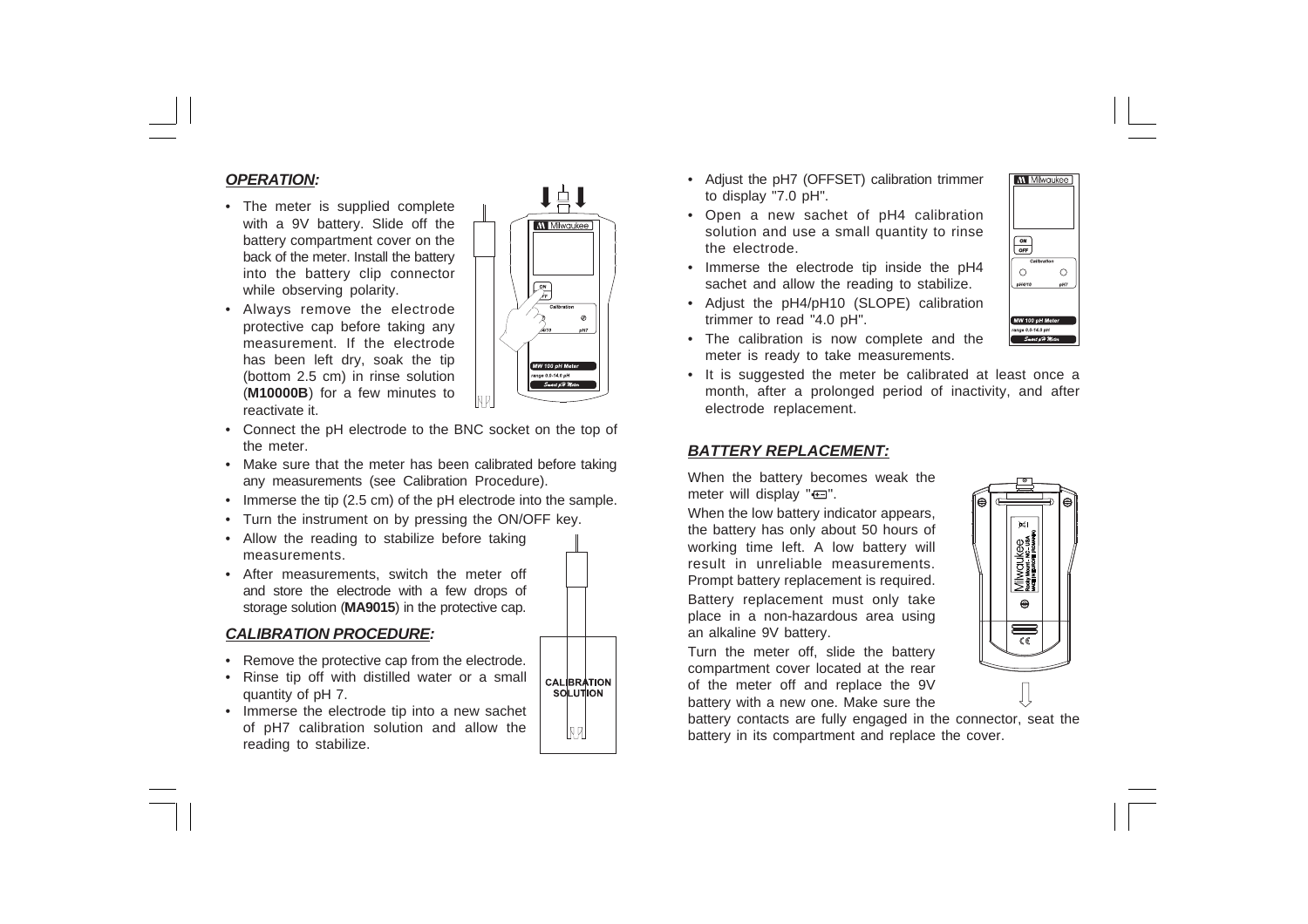## ***OPERATION:***

- The meter is supplied complete with a 9V battery. Slide off the battery compartment cover on the back of the meter. Install the battery into the battery clip connector while observing polarity.
- Always remove the electrode protective cap before taking any measurement. If the electrode has been left dry, soak the tip (bottom 2.5 cm) in rinse solution (**M10000B**) for a few minutes to reactivate it.
- Connect the pH electrode to the BNC socket on the top of the meter.
- Make sure that the meter has been calibrated before taking any measurements (see Calibration Procedure).
- Immerse the tip (2.5 cm) of the pH electrode into the sample.
- Turn the instrument on by pressing the ON/OFF key.
- Allow the reading to stabilize before taking measurements.
- After measurements, switch the meter off and store the electrode with a few drops of storage solution (**MA9015**) in the protective cap.

## ***CALIBRATION PROCEDURE:***

- Remove the protective cap from the electrode.
- Rinse tip off with distilled water or a small quantity of pH 7.
- Immerse the electrode tip into a new sachet of pH7 calibration solution and allow the reading to stabilize.
- Adjust the pH7 (OFFSET) calibration trimmer to display "7.0 pH".
- Open a new sachet of pH4 calibration solution and use a small quantity to rinse the electrode.
- Immerse the electrode tip inside the pH4 sachet and allow the reading to stabilize.
- Adjust the pH4/pH10 (SLOPE) calibration trimmer to read "4.0 pH".
- The calibration is now complete and the meter is ready to take measurements.
- It is suggested the meter be calibrated at least once a month, after a prolonged period of inactivity, and after electrode replacement.

## ***BATTERY REPLACEMENT:***

When the battery becomes weak the meter will display "▭".

When the low battery indicator appears, the battery has only about 50 hours of working time left. A low battery will result in unreliable measurements. Prompt battery replacement is required.

Battery replacement must only take place in a non-hazardous area using an alkaline 9V battery.

Turn the meter off, slide the battery compartment cover located at the rear of the meter off and replace the 9V battery with a new one. Make sure the battery contacts are fully engaged in the connector, seat the battery in its compartment and replace the cover.